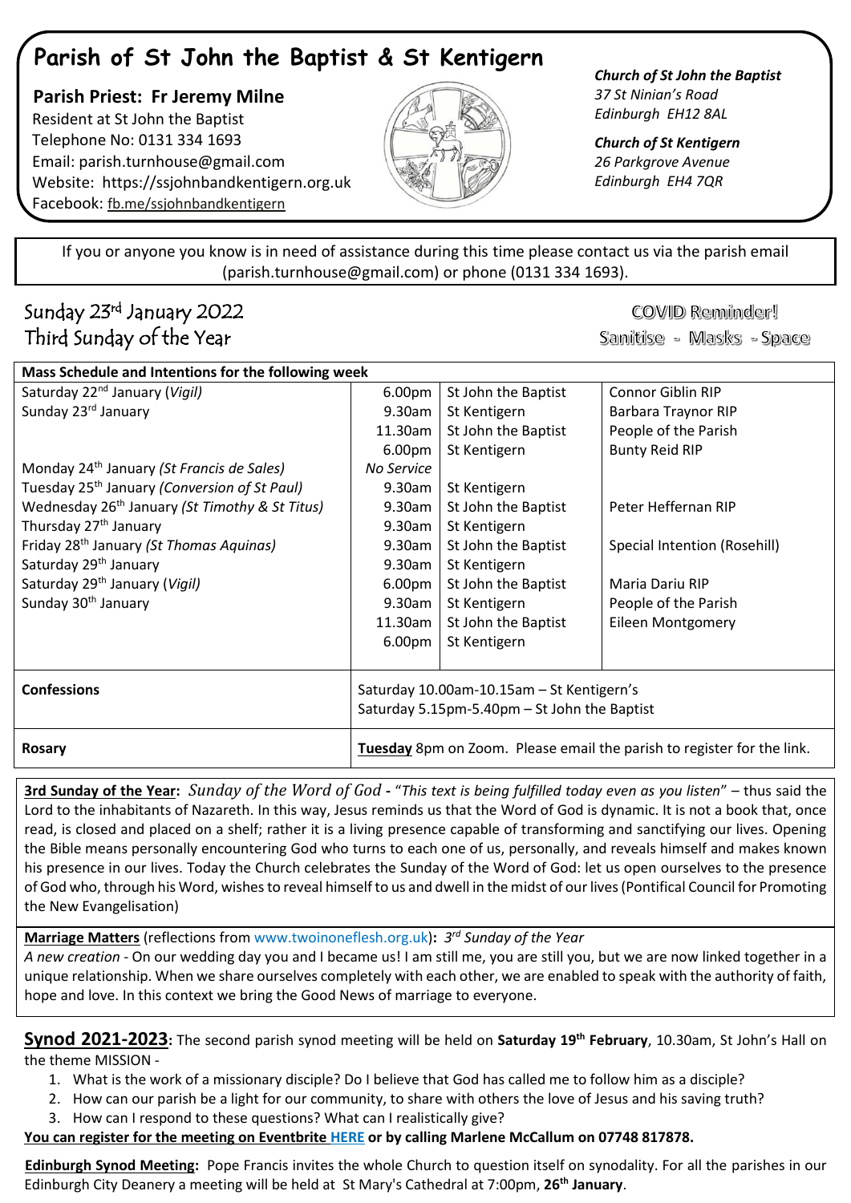# Parish of St John the Baptist & St Kentigern

**Parish Priest: Fr Jeremy Milne**
Resident at St John the Baptist
Telephone No: 0131 334 1693
Email: parish.turnhouse@gmail.com
Website: https://ssjohnbandkentigern.org.uk
Facebook: fb.me/ssjohnbandkentigern

***Church of St John the Baptist***
*37 St Ninian's Road*
*Edinburgh EH12 8AL*

***Church of St Kentigern***
*26 Parkgrove Avenue*
*Edinburgh EH4 7QR*

If you or anyone you know is in need of assistance during this time please contact us via the parish email (parish.turnhouse@gmail.com) or phone (0131 334 1693).

## Sunday 23rd January 2022
## Third Sunday of the Year

COVID Reminder!
Sanitise - Masks - Space

| Mass Schedule and Intentions for the following week | | | |
|---|---|---|---|
| Saturday 22nd January (*Vigil*) | 6.00pm | St John the Baptist | Connor Giblin RIP |
| Sunday 23rd January | 9.30am | St Kentigern | Barbara Traynor RIP |
| | 11.30am | St John the Baptist | People of the Parish |
| | 6.00pm | St Kentigern | Bunty Reid RIP |
| Monday 24th January *(St Francis de Sales)* | *No Service* | | |
| Tuesday 25th January *(Conversion of St Paul)* | 9.30am | St Kentigern | |
| Wednesday 26th January *(St Timothy & St Titus)* | 9.30am | St John the Baptist | Peter Heffernan RIP |
| Thursday 27th January | 9.30am | St Kentigern | |
| Friday 28th January *(St Thomas Aquinas)* | 9.30am | St John the Baptist | Special Intention (Rosehill) |
| Saturday 29th January | 9.30am | St Kentigern | |
| Saturday 29th January (*Vigil*) | 6.00pm | St John the Baptist | Maria Dariu RIP |
| Sunday 30th January | 9.30am | St Kentigern | People of the Parish |
| | 11.30am | St John the Baptist | Eileen Montgomery |
| | 6.00pm | St Kentigern | |
| **Confessions** | Saturday 10.00am-10.15am – St Kentigern's<br>Saturday 5.15pm-5.40pm – St John the Baptist | | |
| **Rosary** | **Tuesday** 8pm on Zoom. Please email the parish to register for the link. | | |

**3rd Sunday of the Year:** *Sunday of the Word of God* - "*This text is being fulfilled today even as you listen*" – thus said the Lord to the inhabitants of Nazareth. In this way, Jesus reminds us that the Word of God is dynamic. It is not a book that, once read, is closed and placed on a shelf; rather it is a living presence capable of transforming and sanctifying our lives. Opening the Bible means personally encountering God who turns to each one of us, personally, and reveals himself and makes known his presence in our lives. Today the Church celebrates the Sunday of the Word of God: let us open ourselves to the presence of God who, through his Word, wishes to reveal himself to us and dwell in the midst of our lives (Pontifical Council for Promoting the New Evangelisation)

**Marriage Matters** (reflections from www.twoinoneflesh.org.uk)**:** *3rd Sunday of the Year*
*A new creation* - On our wedding day you and I became us! I am still me, you are still you, but we are now linked together in a unique relationship. When we share ourselves completely with each other, we are enabled to speak with the authority of faith, hope and love. In this context we bring the Good News of marriage to everyone.

**Synod 2021-2023:** The second parish synod meeting will be held on **Saturday 19th February**, 10.30am, St John's Hall on the theme MISSION -

1. What is the work of a missionary disciple? Do I believe that God has called me to follow him as a disciple?
2. How can our parish be a light for our community, to share with others the love of Jesus and his saving truth?
3. How can I respond to these questions? What can I realistically give?

**You can register for the meeting on Eventbrite HERE or by calling Marlene McCallum on 07748 817878.**

**Edinburgh Synod Meeting:** Pope Francis invites the whole Church to question itself on synodality. For all the parishes in our Edinburgh City Deanery a meeting will be held at St Mary's Cathedral at 7:00pm, **26th January**.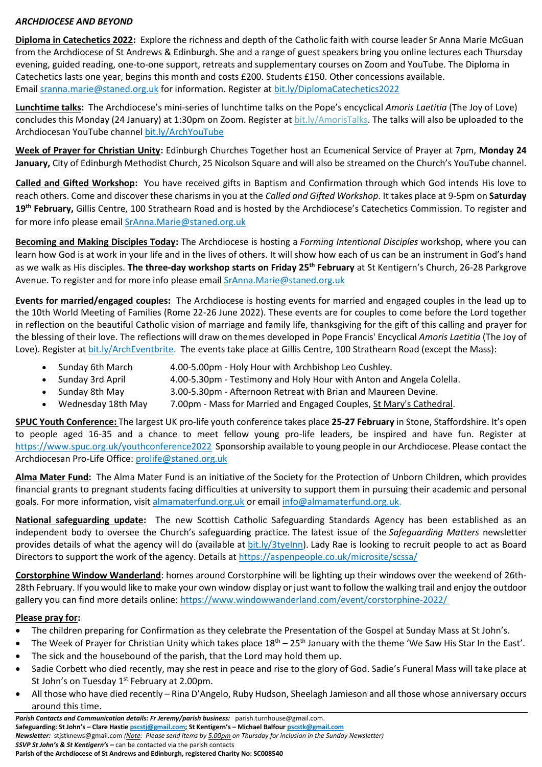*ARCHDIOCESE AND BEYOND*

**Diploma in Catechetics 2022:** Explore the richness and depth of the Catholic faith with course leader Sr Anna Marie McGuan from the Archdiocese of St Andrews & Edinburgh. She and a range of guest speakers bring you online lectures each Thursday evening, guided reading, one-to-one support, retreats and supplementary courses on Zoom and YouTube. The Diploma in Catechetics lasts one year, begins this month and costs £200. Students £150. Other concessions available. Email sranna.marie@staned.org.uk for information. Register at bit.ly/DiplomaCatechetics2022

**Lunchtime talks:** The Archdiocese's mini-series of lunchtime talks on the Pope's encyclical *Amoris Laetitia* (The Joy of Love) concludes this Monday (24 January) at 1:30pm on Zoom. Register at bit.ly/AmorisTalks. The talks will also be uploaded to the Archdiocesan YouTube channel bit.ly/ArchYouTube

**Week of Prayer for Christian Unity:** Edinburgh Churches Together host an Ecumenical Service of Prayer at 7pm, **Monday 24 January,** City of Edinburgh Methodist Church, 25 Nicolson Square and will also be streamed on the Church's YouTube channel.

**Called and Gifted Workshop:** You have received gifts in Baptism and Confirmation through which God intends His love to reach others. Come and discover these charisms in you at the *Called and Gifted Workshop*. It takes place at 9-5pm on **Saturday 19th February,** Gillis Centre, 100 Strathearn Road and is hosted by the Archdiocese's Catechetics Commission. To register and for more info please email SrAnna.Marie@staned.org.uk

**Becoming and Making Disciples Today:** The Archdiocese is hosting a *Forming Intentional Disciples* workshop, where you can learn how God is at work in your life and in the lives of others. It will show how each of us can be an instrument in God's hand as we walk as His disciples. **The three-day workshop starts on Friday 25th February** at St Kentigern's Church, 26-28 Parkgrove Avenue. To register and for more info please email SrAnna.Marie@staned.org.uk

**Events for married/engaged couples:** The Archdiocese is hosting events for married and engaged couples in the lead up to the 10th World Meeting of Families (Rome 22-26 June 2022). These events are for couples to come before the Lord together in reflection on the beautiful Catholic vision of marriage and family life, thanksgiving for the gift of this calling and prayer for the blessing of their love. The reflections will draw on themes developed in Pope Francis' Encyclical *Amoris Laetitia* (The Joy of Love). Register at bit.ly/ArchEventbrite. The events take place at Gillis Centre, 100 Strathearn Road (except the Mass):

- Sunday 6th March — 4.00-5.00pm - Holy Hour with Archbishop Leo Cushley.
- Sunday 3rd April — 4.00-5.30pm - Testimony and Holy Hour with Anton and Angela Colella.
- Sunday 8th May — 3.00-5.30pm - Afternoon Retreat with Brian and Maureen Devine.
- Wednesday 18th May — 7.00pm - Mass for Married and Engaged Couples, St Mary's Cathedral.

**SPUC Youth Conference:** The largest UK pro-life youth conference takes place **25-27 February** in Stone, Staffordshire. It's open to people aged 16-35 and a chance to meet fellow young pro-life leaders, be inspired and have fun. Register at https://www.spuc.org.uk/youthconference2022 Sponsorship available to young people in our Archdiocese. Please contact the Archdiocesan Pro-Life Office: prolife@staned.org.uk

**Alma Mater Fund:** The Alma Mater Fund is an initiative of the Society for the Protection of Unborn Children, which provides financial grants to pregnant students facing difficulties at university to support them in pursuing their academic and personal goals. For more information, visit almamaterfund.org.uk or email info@almamaterfund.org.uk.

**National safeguarding update:** The new Scottish Catholic Safeguarding Standards Agency has been established as an independent body to oversee the Church's safeguarding practice. The latest issue of the *Safeguarding Matters* newsletter provides details of what the agency will do (available at bit.ly/3tyeInn). Lady Rae is looking to recruit people to act as Board Directors to support the work of the agency. Details at https://aspenpeople.co.uk/microsite/scssa/

**Corstorphine Window Wanderland**: homes around Corstorphine will be lighting up their windows over the weekend of 26th-28th February. If you would like to make your own window display or just want to follow the walking trail and enjoy the outdoor gallery you can find more details online: https://www.windowwanderland.com/event/corstorphine-2022/

**Please pray for:**

- The children preparing for Confirmation as they celebrate the Presentation of the Gospel at Sunday Mass at St John's.
- The Week of Prayer for Christian Unity which takes place 18th – 25th January with the theme 'We Saw His Star In the East'.
- The sick and the housebound of the parish, that the Lord may hold them up.
- Sadie Corbett who died recently, may she rest in peace and rise to the glory of God. Sadie's Funeral Mass will take place at St John's on Tuesday 1st February at 2.00pm.
- All those who have died recently – Rina D'Angelo, Ruby Hudson, Sheelagh Jamieson and all those whose anniversary occurs around this time.

***Parish Contacts and Communication details: Fr Jeremy/parish business:*** parish.turnhouse@gmail.com.
**Safeguarding: St John's – Clare Hastie pscstj@gmail.com; St Kentigern's – Michael Balfour pscstk@gmail.com**
***Newsletter:*** stjstknews@gmail.com *(Note: Please send items by 5.00pm on Thursday for inclusion in the Sunday Newsletter)*
***SSVP St John's & St Kentigern's –*** can be contacted via the parish contacts
**Parish of the Archdiocese of St Andrews and Edinburgh, registered Charity No: SC008540**